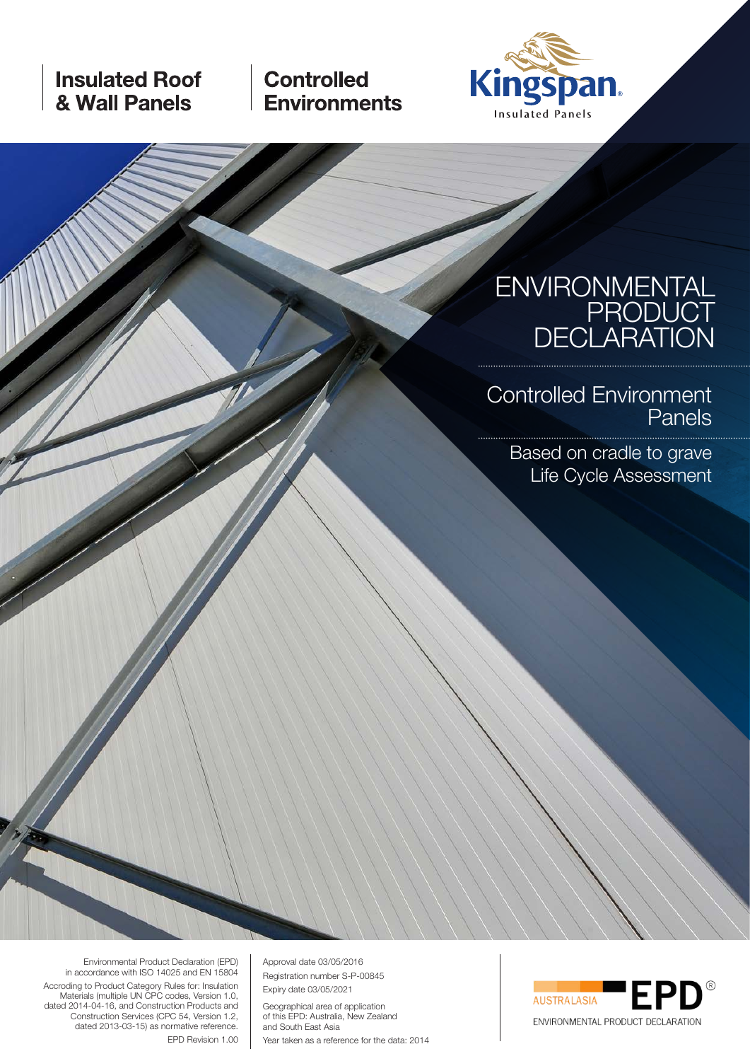**Insulated Roof & Wall Panels**

**Controlled Environments**

Kingspan Insulated Panels

# ENVIRONMENTAL PRODUCT DECLARATION

## Controlled Environment Panels

Based on cradle to grave Life Cycle Assessment

Environmental Product Declaration (EPD) in accordance with ISO 14025 and EN 15804

According to Product Category Rules for: Insulation Materials (multiple UN CPC codes, Version 1.0, dated 2014-04-16, and Construction Products and Construction Services (CPC 54, Version 1.2, dated 2013-03-15) as normative reference.

EPD Revision 1.00

Approval date 03/05/2016

Registration number S-P-00845

Expiry date 03/05/2021

Geographical area of application of this EPD: Australia, New Zealand and South East Asia

Year taken as a reference for the data: 2014

AUSTRALASIA EPD® ENVIRONMENTAL PRODUCT DECLARATION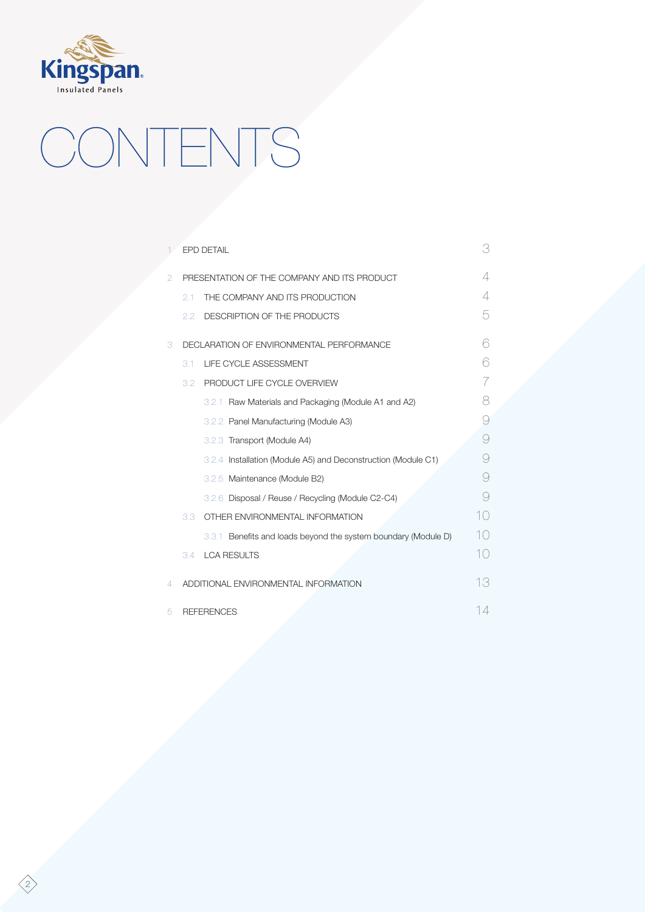# CONTENTS

| | | |
|---|---|---|
| 1 | EPD DETAIL | 3 |
| 2 | PRESENTATION OF THE COMPANY AND ITS PRODUCT | 4 |
| | 2.1 THE COMPANY AND ITS PRODUCTION | 4 |
| | 2.2 DESCRIPTION OF THE PRODUCTS | 5 |
| 3 | DECLARATION OF ENVIRONMENTAL PERFORMANCE | 6 |
| | 3.1 LIFE CYCLE ASSESSMENT | 6 |
| | 3.2 PRODUCT LIFE CYCLE OVERVIEW | 7 |
| | 3.2.1 Raw Materials and Packaging (Module A1 and A2) | 8 |
| | 3.2.2 Panel Manufacturing (Module A3) | 9 |
| | 3.2.3 Transport (Module A4) | 9 |
| | 3.2.4 Installation (Module A5) and Deconstruction (Module C1) | 9 |
| | 3.2.5 Maintenance (Module B2) | 9 |
| | 3.2.6 Disposal / Reuse / Recycling (Module C2-C4) | 9 |
| | 3.3 OTHER ENVIRONMENTAL INFORMATION | 10 |
| | 3.3.1 Benefits and loads beyond the system boundary (Module D) | 10 |
| | 3.4 LCA RESULTS | 10 |
| 4 | ADDITIONAL ENVIRONMENTAL INFORMATION | 13 |
| 5 | REFERENCES | 14 |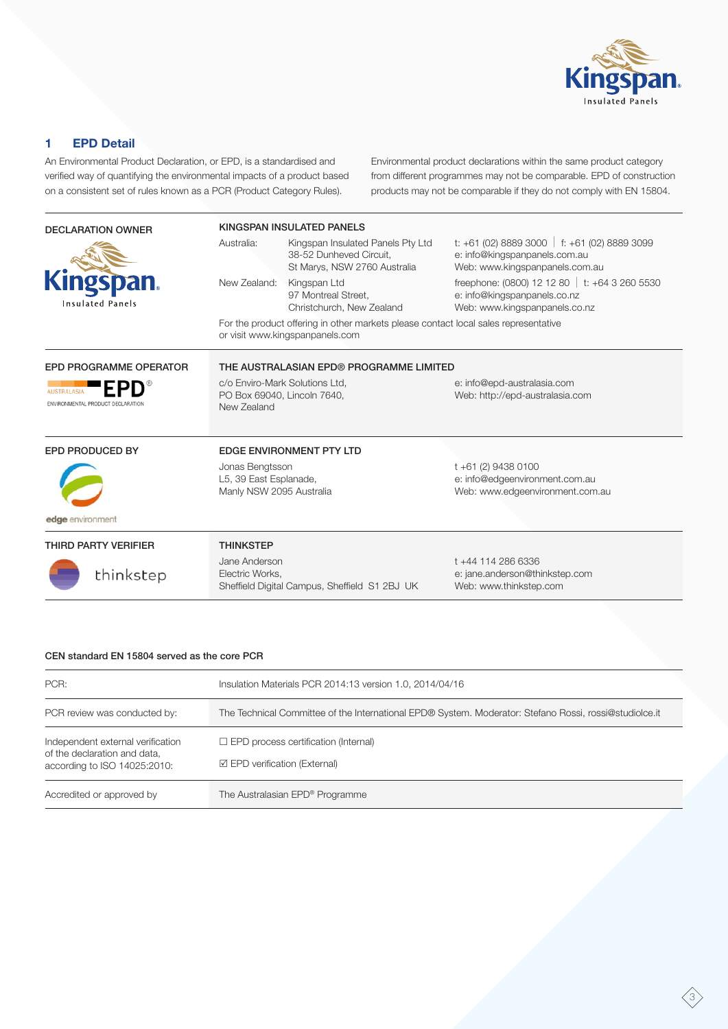## 1 EPD Detail

An Environmental Product Declaration, or EPD, is a standardised and verified way of quantifying the environmental impacts of a product based on a consistent set of rules known as a PCR (Product Category Rules).

Environmental product declarations within the same product category from different programmes may not be comparable. EPD of construction products may not be comparable if they do not comply with EN 15804.

| | | | |
|---|---|---|---|
| **DECLARATION OWNER** | **KINGSPAN INSULATED PANELS** | | |
| | Australia: | Kingspan Insulated Panels Pty Ltd<br>38-52 Dunheved Circuit,<br>St Marys, NSW 2760 Australia | t: +61 (02) 8889 3000 \| f: +61 (02) 8889 3099<br>e: info@kingspanpanels.com.au<br>Web: www.kingspanpanels.com.au |
| | New Zealand: | Kingspan Ltd<br>97 Montreal Street,<br>Christchurch, New Zealand | freephone: (0800) 12 12 80 \| t: +64 3 260 5530<br>e: info@kingspanpanels.co.nz<br>Web: www.kingspanpanels.co.nz |
| | For the product offering in other markets please contact local sales representative or visit www.kingspanpanels.com | | |
| **EPD PROGRAMME OPERATOR** | **THE AUSTRALASIAN EPD® PROGRAMME LIMITED** | | |
| | c/o Enviro-Mark Solutions Ltd,<br>PO Box 69040, Lincoln 7640,<br>New Zealand | | e: info@epd-australasia.com<br>Web: http://epd-australasia.com |
| **EPD PRODUCED BY** | **EDGE ENVIRONMENT PTY LTD** | | |
| | Jonas Bengtsson<br>L5, 39 East Esplanade,<br>Manly NSW 2095 Australia | | t +61 (2) 9438 0100<br>e: info@edgeenvironment.com.au<br>Web: www.edgeenvironment.com.au |
| **THIRD PARTY VERIFIER** | **THINKSTEP** | | |
| | Jane Anderson<br>Electric Works,<br>Sheffield Digital Campus, Sheffield S1 2BJ UK | | t +44 114 286 6336<br>e: jane.anderson@thinkstep.com<br>Web: www.thinkstep.com |

**CEN standard EN 15804 served as the core PCR**

| | |
|---|---|
| PCR: | Insulation Materials PCR 2014:13 version 1.0, 2014/04/16 |
| PCR review was conducted by: | The Technical Committee of the International EPD® System. Moderator: Stefano Rossi, rossi@studiolce.it |
| Independent external verification of the declaration and data, according to ISO 14025:2010: | ☐ EPD process certification (Internal)<br>☑ EPD verification (External) |
| Accredited or approved by | The Australasian EPD® Programme |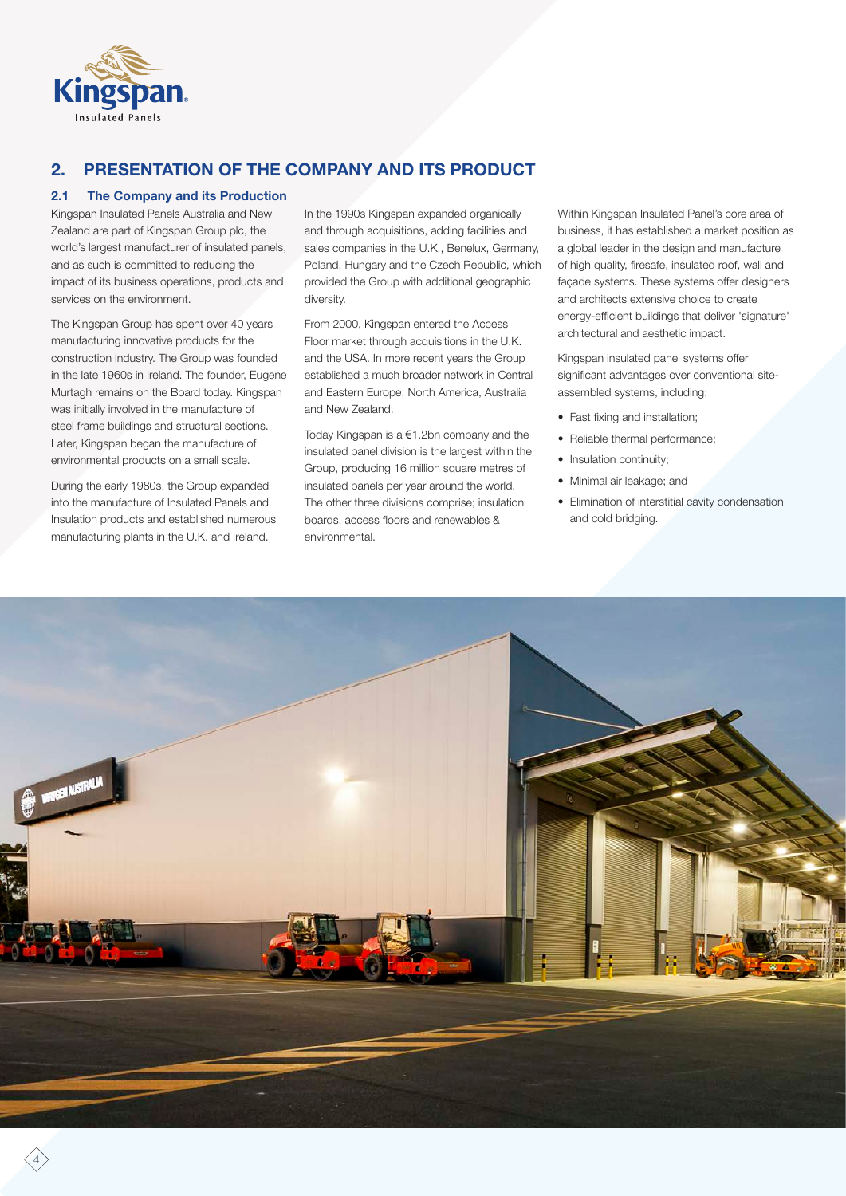## 2. PRESENTATION OF THE COMPANY AND ITS PRODUCT

### 2.1 The Company and its Production

Kingspan Insulated Panels Australia and New Zealand are part of Kingspan Group plc, the world's largest manufacturer of insulated panels, and as such is committed to reducing the impact of its business operations, products and services on the environment.

The Kingspan Group has spent over 40 years manufacturing innovative products for the construction industry. The Group was founded in the late 1960s in Ireland. The founder, Eugene Murtagh remains on the Board today. Kingspan was initially involved in the manufacture of steel frame buildings and structural sections. Later, Kingspan began the manufacture of environmental products on a small scale.

During the early 1980s, the Group expanded into the manufacture of Insulated Panels and Insulation products and established numerous manufacturing plants in the U.K. and Ireland.

In the 1990s Kingspan expanded organically and through acquisitions, adding facilities and sales companies in the U.K., Benelux, Germany, Poland, Hungary and the Czech Republic, which provided the Group with additional geographic diversity.

From 2000, Kingspan entered the Access Floor market through acquisitions in the U.K. and the USA. In more recent years the Group established a much broader network in Central and Eastern Europe, North America, Australia and New Zealand.

Today Kingspan is a €1.2bn company and the insulated panel division is the largest within the Group, producing 16 million square metres of insulated panels per year around the world. The other three divisions comprise; insulation boards, access floors and renewables & environmental.

Within Kingspan Insulated Panel's core area of business, it has established a market position as a global leader in the design and manufacture of high quality, firesafe, insulated roof, wall and façade systems. These systems offer designers and architects extensive choice to create energy-efficient buildings that deliver 'signature' architectural and aesthetic impact.

Kingspan insulated panel systems offer significant advantages over conventional site-assembled systems, including:

- Fast fixing and installation;
- Reliable thermal performance;
- Insulation continuity;
- Minimal air leakage; and
- Elimination of interstitial cavity condensation and cold bridging.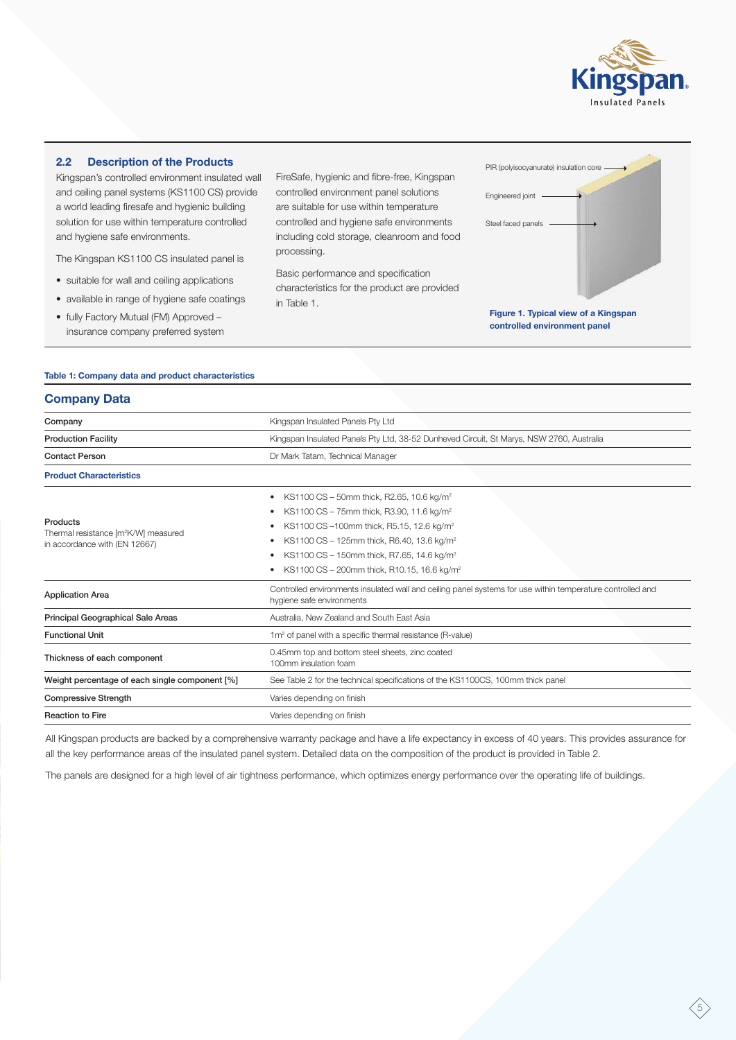## 2.2 Description of the Products

Kingspan's controlled environment insulated wall and ceiling panel systems (KS1100 CS) provide a world leading firesafe and hygienic building solution for use within temperature controlled and hygiene safe environments.

The Kingspan KS1100 CS insulated panel is

- suitable for wall and ceiling applications
- available in range of hygiene safe coatings
- fully Factory Mutual (FM) Approved – insurance company preferred system

FireSafe, hygienic and fibre-free, Kingspan controlled environment panel solutions are suitable for use within temperature controlled and hygiene safe environments including cold storage, cleanroom and food processing.

Basic performance and specification characteristics for the product are provided in Table 1.

PIR (polyisocyanurate) insulation core

Engineered joint

Steel faced panels

**Figure 1. Typical view of a Kingspan controlled environment panel**

**Table 1: Company data and product characteristics**

### Company Data

| | |
|---|---|
| Company | Kingspan Insulated Panels Pty Ltd |
| Production Facility | Kingspan Insulated Panels Pty Ltd, 38-52 Dunheved Circuit, St Marys, NSW 2760, Australia |
| Contact Person | Dr Mark Tatam, Technical Manager |
| **Product Characteristics** | |
| Products<br>Thermal resistance [m²K/W] measured in accordance with (EN 12667) | • KS1100 CS – 50mm thick, R2.65, 10.6 kg/m²<br>• KS1100 CS – 75mm thick, R3.90, 11.6 kg/m²<br>• KS1100 CS –100mm thick, R5.15, 12.6 kg/m²<br>• KS1100 CS – 125mm thick, R6.40, 13.6 kg/m²<br>• KS1100 CS – 150mm thick, R7.65, 14.6 kg/m²<br>• KS1100 CS – 200mm thick, R10.15, 16.6 kg/m² |
| Application Area | Controlled environments insulated wall and ceiling panel systems for use within temperature controlled and hygiene safe environments |
| Principal Geographical Sale Areas | Australia, New Zealand and South East Asia |
| Functional Unit | 1m² of panel with a specific thermal resistance (R-value) |
| Thickness of each component | 0.45mm top and bottom steel sheets, zinc coated<br>100mm insulation foam |
| Weight percentage of each single component [%] | See Table 2 for the technical specifications of the KS1100CS, 100mm thick panel |
| Compressive Strength | Varies depending on finish |
| Reaction to Fire | Varies depending on finish |

All Kingspan products are backed by a comprehensive warranty package and have a life expectancy in excess of 40 years. This provides assurance for all the key performance areas of the insulated panel system. Detailed data on the composition of the product is provided in Table 2.

The panels are designed for a high level of air tightness performance, which optimizes energy performance over the operating life of buildings.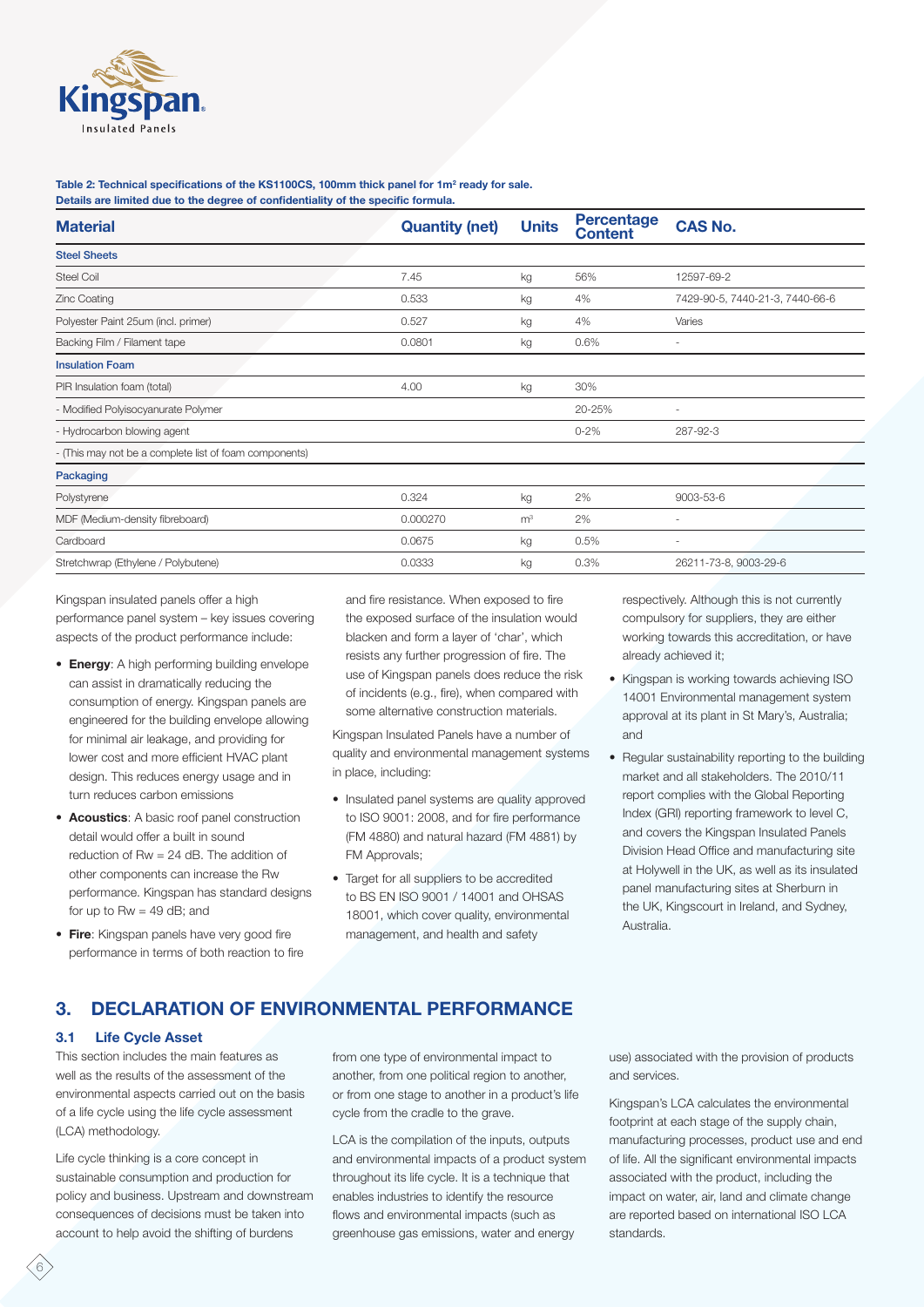**Table 2: Technical specifications of the KS1100CS, 100mm thick panel for $1m^2$ ready for sale. Details are limited due to the degree of confidentiality of the specific formula.**

| Material | Quantity (net) | Units | Percentage Content | CAS No. |
|---|---|---|---|---|
| **Steel Sheets** | | | | |
| Steel Coil | 7.45 | kg | 56% | 12597-69-2 |
| Zinc Coating | 0.533 | kg | 4% | 7429-90-5, 7440-21-3, 7440-66-6 |
| Polyester Paint 25um (incl. primer) | 0.527 | kg | 4% | Varies |
| Backing Film / Filament tape | 0.0801 | kg | 0.6% | - |
| **Insulation Foam** | | | | |
| PIR Insulation foam (total) | 4.00 | kg | 30% | |
| - Modified Polyisocyanurate Polymer | | | 20-25% | - |
| - Hydrocarbon blowing agent | | | 0-2% | 287-92-3 |
| - (This may not be a complete list of foam components) | | | | |
| **Packaging** | | | | |
| Polystyrene | 0.324 | kg | 2% | 9003-53-6 |
| MDF (Medium-density fibreboard) | 0.000270 | $m^3$ | 2% | - |
| Cardboard | 0.0675 | kg | 0.5% | - |
| Stretchwrap (Ethylene / Polybutene) | 0.0333 | kg | 0.3% | 26211-73-8, 9003-29-6 |

Kingspan insulated panels offer a high performance panel system – key issues covering aspects of the product performance include:

- **Energy**: A high performing building envelope can assist in dramatically reducing the consumption of energy. Kingspan panels are engineered for the building envelope allowing for minimal air leakage, and providing for lower cost and more efficient HVAC plant design. This reduces energy usage and in turn reduces carbon emissions
- **Acoustics**: A basic roof panel construction detail would offer a built in sound reduction of Rw = 24 dB. The addition of other components can increase the Rw performance. Kingspan has standard designs for up to Rw = 49 dB; and
- **Fire**: Kingspan panels have very good fire performance in terms of both reaction to fire and fire resistance. When exposed to fire the exposed surface of the insulation would blacken and form a layer of 'char', which resists any further progression of fire. The use of Kingspan panels does reduce the risk of incidents (e.g., fire), when compared with some alternative construction materials.

Kingspan Insulated Panels have a number of quality and environmental management systems in place, including:

- Insulated panel systems are quality approved to ISO 9001: 2008, and for fire performance (FM 4880) and natural hazard (FM 4881) by FM Approvals;
- Target for all suppliers to be accredited to BS EN ISO 9001 / 14001 and OHSAS 18001, which cover quality, environmental management, and health and safety respectively. Although this is not currently compulsory for suppliers, they are either working towards this accreditation, or have already achieved it;
- Kingspan is working towards achieving ISO 14001 Environmental management system approval at its plant in St Mary's, Australia; and
- Regular sustainability reporting to the building market and all stakeholders. The 2010/11 report complies with the Global Reporting Index (GRI) reporting framework to level C, and covers the Kingspan Insulated Panels Division Head Office and manufacturing site at Holywell in the UK, as well as its insulated panel manufacturing sites at Sherburn in the UK, Kingscourt in Ireland, and Sydney, Australia.

# 3. DECLARATION OF ENVIRONMENTAL PERFORMANCE

## 3.1 Life Cycle Asset

This section includes the main features as well as the results of the assessment of the environmental aspects carried out on the basis of a life cycle using the life cycle assessment (LCA) methodology.

Life cycle thinking is a core concept in sustainable consumption and production for policy and business. Upstream and downstream consequences of decisions must be taken into account to help avoid the shifting of burdens from one type of environmental impact to another, from one political region to another, or from one stage to another in a product's life cycle from the cradle to the grave.

LCA is the compilation of the inputs, outputs and environmental impacts of a product system throughout its life cycle. It is a technique that enables industries to identify the resource flows and environmental impacts (such as greenhouse gas emissions, water and energy use) associated with the provision of products and services.

Kingspan's LCA calculates the environmental footprint at each stage of the supply chain, manufacturing processes, product use and end of life. All the significant environmental impacts associated with the product, including the impact on water, air, land and climate change are reported based on international ISO LCA standards.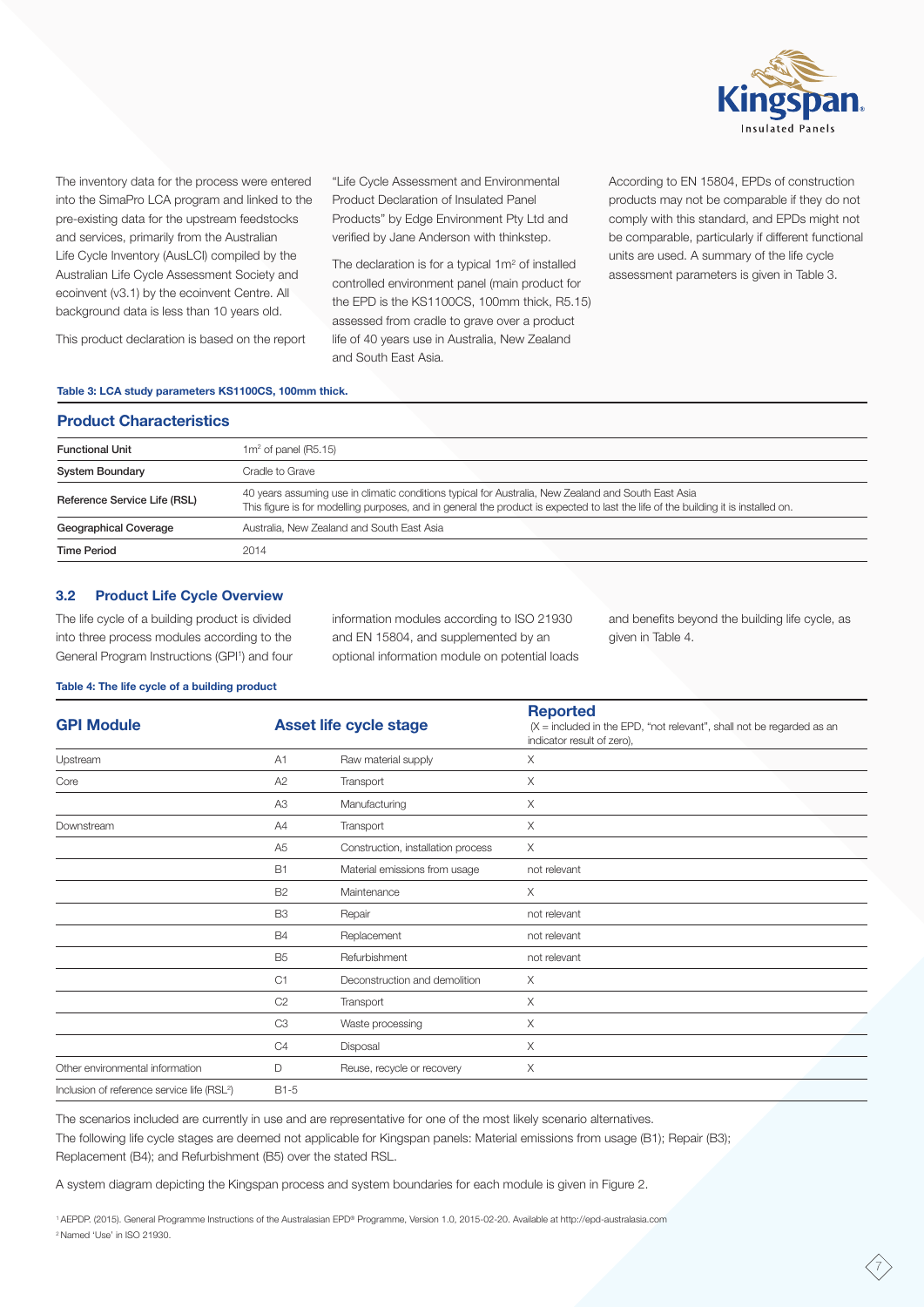The inventory data for the process were entered into the SimaPro LCA program and linked to the pre-existing data for the upstream feedstocks and services, primarily from the Australian Life Cycle Inventory (AusLCI) compiled by the Australian Life Cycle Assessment Society and ecoinvent (v3.1) by the ecoinvent Centre. All background data is less than 10 years old.

This product declaration is based on the report "Life Cycle Assessment and Environmental Product Declaration of Insulated Panel Products" by Edge Environment Pty Ltd and verified by Jane Anderson with thinkstep.

The declaration is for a typical 1m² of installed controlled environment panel (main product for the EPD is the KS1100CS, 100mm thick, R5.15) assessed from cradle to grave over a product life of 40 years use in Australia, New Zealand and South East Asia.

According to EN 15804, EPDs of construction products may not be comparable if they do not comply with this standard, and EPDs might not be comparable, particularly if different functional units are used. A summary of the life cycle assessment parameters is given in Table 3.

**Table 3: LCA study parameters KS1100CS, 100mm thick.**

| Product Characteristics | |
|---|---|
| Functional Unit | 1m² of panel (R5.15) |
| System Boundary | Cradle to Grave |
| Reference Service Life (RSL) | 40 years assuming use in climatic conditions typical for Australia, New Zealand and South East Asia. This figure is for modelling purposes, and in general the product is expected to last the life of the building it is installed on. |
| Geographical Coverage | Australia, New Zealand and South East Asia |
| Time Period | 2014 |

## 3.2 Product Life Cycle Overview

The life cycle of a building product is divided into three process modules according to the General Program Instructions (GPI[1]) and four information modules according to ISO 21930 and EN 15804, and supplemented by an optional information module on potential loads and benefits beyond the building life cycle, as given in Table 4.

**Table 4: The life cycle of a building product**

| GPI Module | Asset life cycle stage | | Reported (X = included in the EPD, "not relevant", shall not be regarded as an indicator result of zero), |
|---|---|---|---|
| Upstream | A1 | Raw material supply | X |
| Core | A2 | Transport | X |
| | A3 | Manufacturing | X |
| Downstream | A4 | Transport | X |
| | A5 | Construction, installation process | X |
| | B1 | Material emissions from usage | not relevant |
| | B2 | Maintenance | X |
| | B3 | Repair | not relevant |
| | B4 | Replacement | not relevant |
| | B5 | Refurbishment | not relevant |
| | C1 | Deconstruction and demolition | X |
| | C2 | Transport | X |
| | C3 | Waste processing | X |
| | C4 | Disposal | X |
| Other environmental information | D | Reuse, recycle or recovery | X |
| Inclusion of reference service life (RSL[2]) | B1-5 | | |

The scenarios included are currently in use and are representative for one of the most likely scenario alternatives.
The following life cycle stages are deemed not applicable for Kingspan panels: Material emissions from usage (B1); Repair (B3); Replacement (B4); and Refurbishment (B5) over the stated RSL.

A system diagram depicting the Kingspan process and system boundaries for each module is given in Figure 2.

[1] AEPDP. (2015). General Programme Instructions of the Australasian EPD® Programme, Version 1.0, 2015-02-20. Available at http://epd-australasia.com
[2] Named 'Use' in ISO 21930.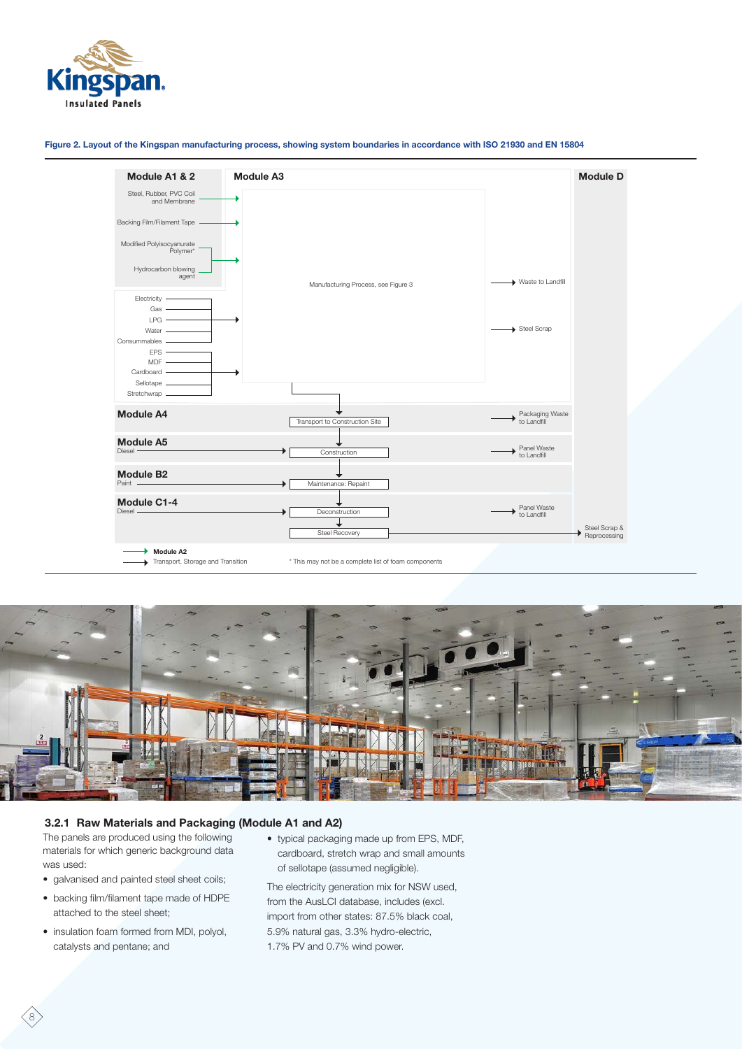**Figure 2. Layout of the Kingspan manufacturing process, showing system boundaries in accordance with ISO 21930 and EN 15804**

**Module A1 & 2**

- Steel, Rubber, PVC Coil and Membrane
- Backing Film/Filament Tape
- Modified Polyisocyanurate Polymer*
- Hydrocarbon blowing agent
- Electricity
- Gas
- LPG
- Water
- Consummables
- EPS
- MDF
- Cardboard
- Sellotape
- Stretchwrap

**Module A3**

Manufacturing Process, see Figure 3

- Waste to Landfill
- Steel Scrap

**Module A4**

Transport to Construction Site → Packaging Waste to Landfill

**Module A5**

Diesel → Construction → Panel Waste to Landfill

**Module B2**

Paint → Maintenance: Repaint

**Module C1-4**

Diesel → Deconstruction → Panel Waste to Landfill

Steel Recovery

**Module D**

Steel Scrap & Reprocessing

**Module A2**
Transport. Storage and Transition

\* This may not be a complete list of foam components

### 3.2.1 Raw Materials and Packaging (Module A1 and A2)

The panels are produced using the following materials for which generic background data was used:

- galvanised and painted steel sheet coils;
- backing film/filament tape made of HDPE attached to the steel sheet;
- insulation foam formed from MDI, polyol, catalysts and pentane; and
- typical packaging made up from EPS, MDF, cardboard, stretch wrap and small amounts of sellotape (assumed negligible).

The electricity generation mix for NSW used, from the AusLCI database, includes (excl. import from other states: 87.5% black coal, 5.9% natural gas, 3.3% hydro-electric, 1.7% PV and 0.7% wind power.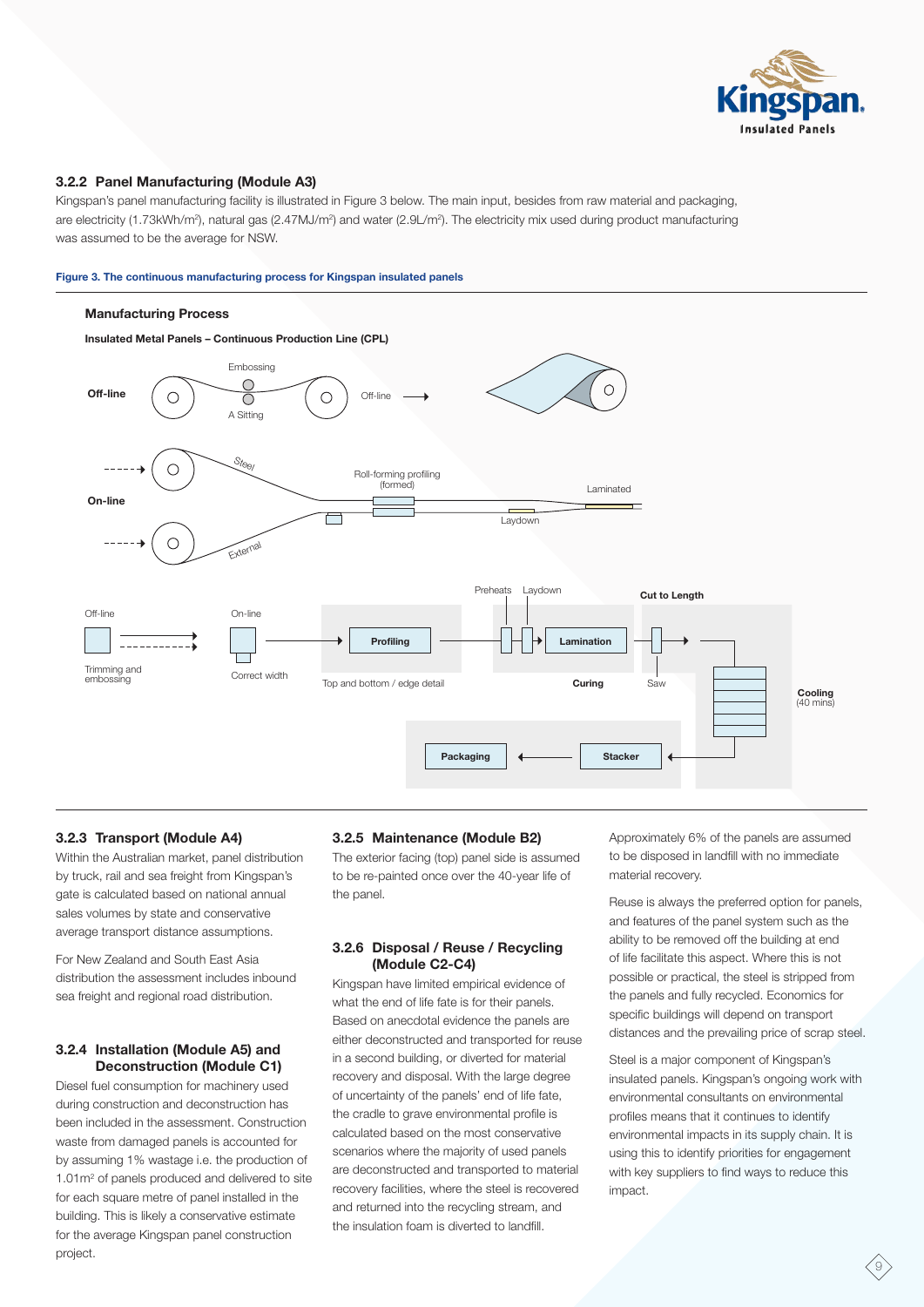### 3.2.2 Panel Manufacturing (Module A3)

Kingspan's panel manufacturing facility is illustrated in Figure 3 below. The main input, besides from raw material and packaging, are electricity (1.73kWh/m²), natural gas (2.47MJ/m²) and water (2.9L/m²). The electricity mix used during product manufacturing was assumed to be the average for NSW.

**Figure 3. The continuous manufacturing process for Kingspan insulated panels**

**Manufacturing Process**

**Insulated Metal Panels – Continuous Production Line (CPL)**

Off-line: Embossing, A Sitting, Off-line

On-line: Steel, External, Roll-forming profiling (formed), Laydown, Laminated

Off-line: Trimming and embossing → On-line: Correct width → Profiling (Top and bottom / edge detail) → Preheats, Laydown, Lamination (Curing) → Cut to Length (Saw) → Cooling (40 mins) → Stacker → Packaging

### 3.2.3 Transport (Module A4)

Within the Australian market, panel distribution by truck, rail and sea freight from Kingspan's gate is calculated based on national annual sales volumes by state and conservative average transport distance assumptions.

For New Zealand and South East Asia distribution the assessment includes inbound sea freight and regional road distribution.

### 3.2.4 Installation (Module A5) and Deconstruction (Module C1)

Diesel fuel consumption for machinery used during construction and deconstruction has been included in the assessment. Construction waste from damaged panels is accounted for by assuming 1% wastage i.e. the production of 1.01m² of panels produced and delivered to site for each square metre of panel installed in the building. This is likely a conservative estimate for the average Kingspan panel construction project.

### 3.2.5 Maintenance (Module B2)

The exterior facing (top) panel side is assumed to be re-painted once over the 40-year life of the panel.

### 3.2.6 Disposal / Reuse / Recycling (Module C2-C4)

Kingspan have limited empirical evidence of what the end of life fate is for their panels. Based on anecdotal evidence the panels are either deconstructed and transported for reuse in a second building, or diverted for material recovery and disposal. With the large degree of uncertainty of the panels' end of life fate, the cradle to grave environmental profile is calculated based on the most conservative scenarios where the majority of used panels are deconstructed and transported to material recovery facilities, where the steel is recovered and returned into the recycling stream, and the insulation foam is diverted to landfill.

Approximately 6% of the panels are assumed to be disposed in landfill with no immediate material recovery.

Reuse is always the preferred option for panels, and features of the panel system such as the ability to be removed off the building at end of life facilitate this aspect. Where this is not possible or practical, the steel is stripped from the panels and fully recycled. Economics for specific buildings will depend on transport distances and the prevailing price of scrap steel.

Steel is a major component of Kingspan's insulated panels. Kingspan's ongoing work with environmental consultants on environmental profiles means that it continues to identify environmental impacts in its supply chain. It is using this to identify priorities for engagement with key suppliers to find ways to reduce this impact.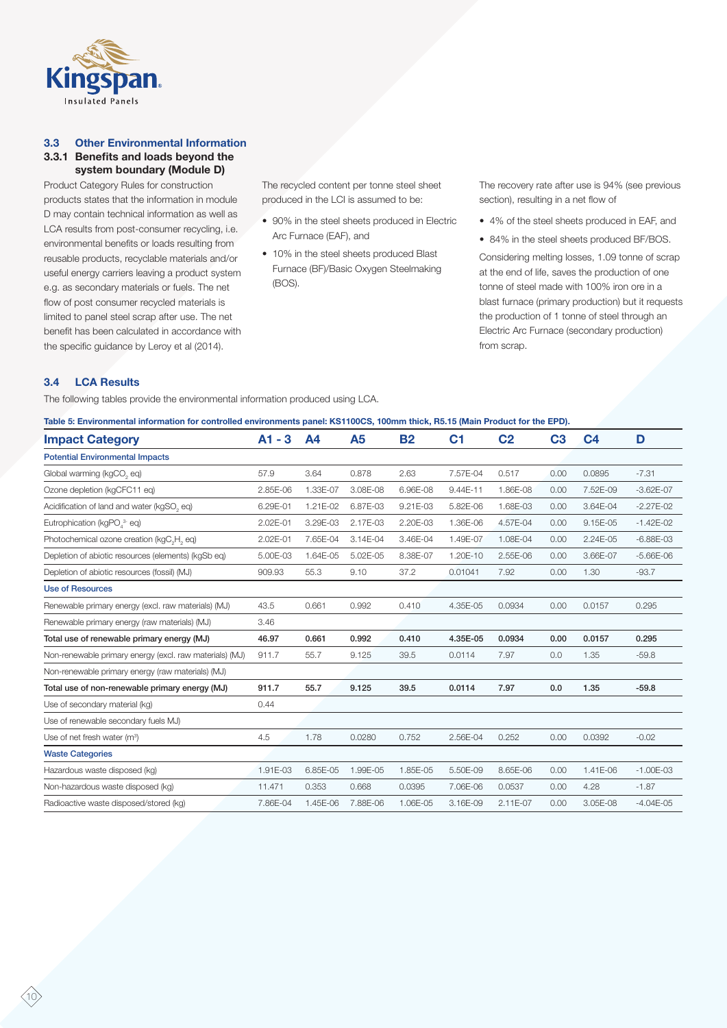### 3.3 Other Environmental Information

#### 3.3.1 Benefits and loads beyond the system boundary (Module D)

Product Category Rules for construction products states that the information in module D may contain technical information as well as LCA results from post-consumer recycling, i.e. environmental benefits or loads resulting from reusable products, recyclable materials and/or useful energy carriers leaving a product system e.g. as secondary materials or fuels. The net flow of post consumer recycled materials is limited to panel steel scrap after use. The net benefit has been calculated in accordance with the specific guidance by Leroy et al (2014).

The recycled content per tonne steel sheet produced in the LCI is assumed to be:

- 90% in the steel sheets produced in Electric Arc Furnace (EAF), and
- 10% in the steel sheets produced Blast Furnace (BF)/Basic Oxygen Steelmaking (BOS).

The recovery rate after use is 94% (see previous section), resulting in a net flow of

- 4% of the steel sheets produced in EAF, and
- 84% in the steel sheets produced BF/BOS.

Considering melting losses, 1.09 tonne of scrap at the end of life, saves the production of one tonne of steel made with 100% iron ore in a blast furnace (primary production) but it requests the production of 1 tonne of steel through an Electric Arc Furnace (secondary production) from scrap.

### 3.4 LCA Results

The following tables provide the environmental information produced using LCA.

**Table 5: Environmental information for controlled environments panel: KS1100CS, 100mm thick, R5.15 (Main Product for the EPD).**

| Impact Category | A1 - 3 | A4 | A5 | B2 | C1 | C2 | C3 | C4 | D |
|---|---|---|---|---|---|---|---|---|---|
| **Potential Environmental Impacts** | | | | | | | | | |
| Global warming (kg$CO_2$ eq) | 57.9 | 3.64 | 0.878 | 2.63 | 7.57E-04 | 0.517 | 0.00 | 0.0895 | -7.31 |
| Ozone depletion (kgCFC11 eq) | 2.85E-06 | 1.33E-07 | 3.08E-08 | 6.96E-08 | 9.44E-11 | 1.86E-08 | 0.00 | 7.52E-09 | -3.62E-07 |
| Acidification of land and water (kg$SO_2$ eq) | 6.29E-01 | 1.21E-02 | 6.87E-03 | 9.21E-03 | 5.82E-06 | 1.68E-03 | 0.00 | 3.64E-04 | -2.27E-02 |
| Eutrophication (kg$PO_4^{3-}$ eq) | 2.02E-01 | 3.29E-03 | 2.17E-03 | 2.20E-03 | 1.36E-06 | 4.57E-04 | 0.00 | 9.15E-05 | -1.42E-02 |
| Photochemical ozone creation (kg$C_2H_2$ eq) | 2.02E-01 | 7.65E-04 | 3.14E-04 | 3.46E-04 | 1.49E-07 | 1.08E-04 | 0.00 | 2.24E-05 | -6.88E-03 |
| Depletion of abiotic resources (elements) (kgSb eq) | 5.00E-03 | 1.64E-05 | 5.02E-05 | 8.38E-07 | 1.20E-10 | 2.55E-06 | 0.00 | 3.66E-07 | -5.66E-06 |
| Depletion of abiotic resources (fossil) (MJ) | 909.93 | 55.3 | 9.10 | 37.2 | 0.01041 | 7.92 | 0.00 | 1.30 | -93.7 |
| **Use of Resources** | | | | | | | | | |
| Renewable primary energy (excl. raw materials) (MJ) | 43.5 | 0.661 | 0.992 | 0.410 | 4.35E-05 | 0.0934 | 0.00 | 0.0157 | 0.295 |
| Renewable primary energy (raw materials) (MJ) | 3.46 | | | | | | | | |
| **Total use of renewable primary energy (MJ)** | **46.97** | **0.661** | **0.992** | **0.410** | **4.35E-05** | **0.0934** | **0.00** | **0.0157** | **0.295** |
| Non-renewable primary energy (excl. raw materials) (MJ) | 911.7 | 55.7 | 9.125 | 39.5 | 0.0114 | 7.97 | 0.0 | 1.35 | -59.8 |
| Non-renewable primary energy (raw materials) (MJ) | | | | | | | | | |
| **Total use of non-renewable primary energy (MJ)** | **911.7** | **55.7** | **9.125** | **39.5** | **0.0114** | **7.97** | **0.0** | **1.35** | **-59.8** |
| Use of secondary material (kg) | 0.44 | | | | | | | | |
| Use of renewable secondary fuels MJ) | | | | | | | | | |
| Use of net fresh water ($m^3$) | 4.5 | 1.78 | 0.0280 | 0.752 | 2.56E-04 | 0.252 | 0.00 | 0.0392 | -0.02 |
| **Waste Categories** | | | | | | | | | |
| Hazardous waste disposed (kg) | 1.91E-03 | 6.85E-05 | 1.99E-05 | 1.85E-05 | 5.50E-09 | 8.65E-06 | 0.00 | 1.41E-06 | -1.00E-03 |
| Non-hazardous waste disposed (kg) | 11.471 | 0.353 | 0.668 | 0.0395 | 7.06E-06 | 0.0537 | 0.00 | 4.28 | -1.87 |
| Radioactive waste disposed/stored (kg) | 7.86E-04 | 1.45E-06 | 7.88E-06 | 1.06E-05 | 3.16E-09 | 2.11E-07 | 0.00 | 3.05E-08 | -4.04E-05 |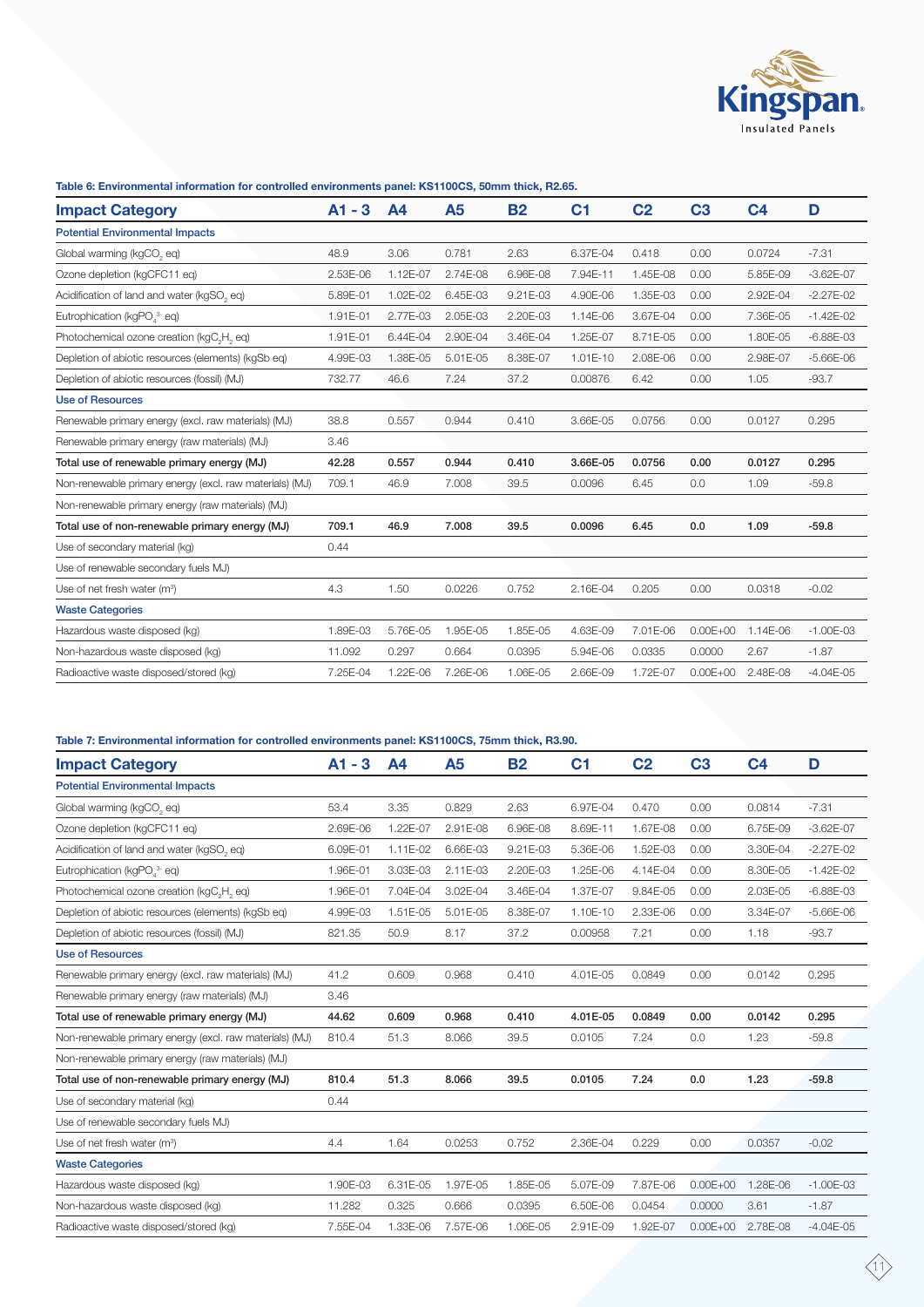**Table 6: Environmental information for controlled environments panel: KS1100CS, 50mm thick, R2.65.**

| Impact Category | A1 - 3 | A4 | A5 | B2 | C1 | C2 | C3 | C4 | D |
|---|---|---|---|---|---|---|---|---|---|
| **Potential Environmental Impacts** | | | | | | | | | |
| Global warming (kg$CO_2$ eq) | 48.9 | 3.06 | 0.781 | 2.63 | 6.37E-04 | 0.418 | 0.00 | 0.0724 | -7.31 |
| Ozone depletion (kgCFC11 eq) | 2.53E-06 | 1.12E-07 | 2.74E-08 | 6.96E-08 | 7.94E-11 | 1.45E-08 | 0.00 | 5.85E-09 | -3.62E-07 |
| Acidification of land and water (kg$SO_2$ eq) | 5.89E-01 | 1.02E-02 | 6.45E-03 | 9.21E-03 | 4.90E-06 | 1.35E-03 | 0.00 | 2.92E-04 | -2.27E-02 |
| Eutrophication (kg$PO_4^{3-}$ eq) | 1.91E-01 | 2.77E-03 | 2.05E-03 | 2.20E-03 | 1.14E-06 | 3.67E-04 | 0.00 | 7.36E-05 | -1.42E-02 |
| Photochemical ozone creation (kg$C_2H_2$ eq) | 1.91E-01 | 6.44E-04 | 2.90E-04 | 3.46E-04 | 1.25E-07 | 8.71E-05 | 0.00 | 1.80E-05 | -6.88E-03 |
| Depletion of abiotic resources (elements) (kgSb eq) | 4.99E-03 | 1.38E-05 | 5.01E-05 | 8.38E-07 | 1.01E-10 | 2.08E-06 | 0.00 | 2.98E-07 | -5.66E-06 |
| Depletion of abiotic resources (fossil) (MJ) | 732.77 | 46.6 | 7.24 | 37.2 | 0.00876 | 6.42 | 0.00 | 1.05 | -93.7 |
| **Use of Resources** | | | | | | | | | |
| Renewable primary energy (excl. raw materials) (MJ) | 38.8 | 0.557 | 0.944 | 0.410 | 3.66E-05 | 0.0756 | 0.00 | 0.0127 | 0.295 |
| Renewable primary energy (raw materials) (MJ) | 3.46 | | | | | | | | |
| **Total use of renewable primary energy (MJ)** | **42.28** | **0.557** | **0.944** | **0.410** | **3.66E-05** | **0.0756** | **0.00** | **0.0127** | **0.295** |
| Non-renewable primary energy (excl. raw materials) (MJ) | 709.1 | 46.9 | 7.008 | 39.5 | 0.0096 | 6.45 | 0.0 | 1.09 | -59.8 |
| Non-renewable primary energy (raw materials) (MJ) | | | | | | | | | |
| **Total use of non-renewable primary energy (MJ)** | **709.1** | **46.9** | **7.008** | **39.5** | **0.0096** | **6.45** | **0.0** | **1.09** | **-59.8** |
| Use of secondary material (kg) | 0.44 | | | | | | | | |
| Use of renewable secondary fuels MJ) | | | | | | | | | |
| Use of net fresh water ($m^3$) | 4.3 | 1.50 | 0.0226 | 0.752 | 2.16E-04 | 0.205 | 0.00 | 0.0318 | -0.02 |
| **Waste Categories** | | | | | | | | | |
| Hazardous waste disposed (kg) | 1.89E-03 | 5.76E-05 | 1.95E-05 | 1.85E-05 | 4.63E-09 | 7.01E-06 | 0.00E+00 | 1.14E-06 | -1.00E-03 |
| Non-hazardous waste disposed (kg) | 11.092 | 0.297 | 0.664 | 0.0395 | 5.94E-06 | 0.0335 | 0.0000 | 2.67 | -1.87 |
| Radioactive waste disposed/stored (kg) | 7.25E-04 | 1.22E-06 | 7.26E-06 | 1.06E-05 | 2.66E-09 | 1.72E-07 | 0.00E+00 | 2.48E-08 | -4.04E-05 |

**Table 7: Environmental information for controlled environments panel: KS1100CS, 75mm thick, R3.90.**

| Impact Category | A1 - 3 | A4 | A5 | B2 | C1 | C2 | C3 | C4 | D |
|---|---|---|---|---|---|---|---|---|---|
| **Potential Environmental Impacts** | | | | | | | | | |
| Global warming (kg$CO_2$ eq) | 53.4 | 3.35 | 0.829 | 2.63 | 6.97E-04 | 0.470 | 0.00 | 0.0814 | -7.31 |
| Ozone depletion (kgCFC11 eq) | 2.69E-06 | 1.22E-07 | 2.91E-08 | 6.96E-08 | 8.69E-11 | 1.67E-08 | 0.00 | 6.75E-09 | -3.62E-07 |
| Acidification of land and water (kg$SO_2$ eq) | 6.09E-01 | 1.11E-02 | 6.66E-03 | 9.21E-03 | 5.36E-06 | 1.52E-03 | 0.00 | 3.30E-04 | -2.27E-02 |
| Eutrophication (kg$PO_4^{3-}$ eq) | 1.96E-01 | 3.03E-03 | 2.11E-03 | 2.20E-03 | 1.25E-06 | 4.14E-04 | 0.00 | 8.30E-05 | -1.42E-02 |
| Photochemical ozone creation (kg$C_2H_2$ eq) | 1.96E-01 | 7.04E-04 | 3.02E-04 | 3.46E-04 | 1.37E-07 | 9.84E-05 | 0.00 | 2.03E-05 | -6.88E-03 |
| Depletion of abiotic resources (elements) (kgSb eq) | 4.99E-03 | 1.51E-05 | 5.01E-05 | 8.38E-07 | 1.10E-10 | 2.33E-06 | 0.00 | 3.34E-07 | -5.66E-06 |
| Depletion of abiotic resources (fossil) (MJ) | 821.35 | 50.9 | 8.17 | 37.2 | 0.00958 | 7.21 | 0.00 | 1.18 | -93.7 |
| **Use of Resources** | | | | | | | | | |
| Renewable primary energy (excl. raw materials) (MJ) | 41.2 | 0.609 | 0.968 | 0.410 | 4.01E-05 | 0.0849 | 0.00 | 0.0142 | 0.295 |
| Renewable primary energy (raw materials) (MJ) | 3.46 | | | | | | | | |
| **Total use of renewable primary energy (MJ)** | **44.62** | **0.609** | **0.968** | **0.410** | **4.01E-05** | **0.0849** | **0.00** | **0.0142** | **0.295** |
| Non-renewable primary energy (excl. raw materials) (MJ) | 810.4 | 51.3 | 8.066 | 39.5 | 0.0105 | 7.24 | 0.0 | 1.23 | -59.8 |
| Non-renewable primary energy (raw materials) (MJ) | | | | | | | | | |
| **Total use of non-renewable primary energy (MJ)** | **810.4** | **51.3** | **8.066** | **39.5** | **0.0105** | **7.24** | **0.0** | **1.23** | **-59.8** |
| Use of secondary material (kg) | 0.44 | | | | | | | | |
| Use of renewable secondary fuels MJ) | | | | | | | | | |
| Use of net fresh water ($m^3$) | 4.4 | 1.64 | 0.0253 | 0.752 | 2.36E-04 | 0.229 | 0.00 | 0.0357 | -0.02 |
| **Waste Categories** | | | | | | | | | |
| Hazardous waste disposed (kg) | 1.90E-03 | 6.31E-05 | 1.97E-05 | 1.85E-05 | 5.07E-09 | 7.87E-06 | 0.00E+00 | 1.28E-06 | -1.00E-03 |
| Non-hazardous waste disposed (kg) | 11.282 | 0.325 | 0.666 | 0.0395 | 6.50E-06 | 0.0454 | 0.0000 | 3.61 | -1.87 |
| Radioactive waste disposed/stored (kg) | 7.55E-04 | 1.33E-06 | 7.57E-06 | 1.06E-05 | 2.91E-09 | 1.92E-07 | 0.00E+00 | 2.78E-08 | -4.04E-05 |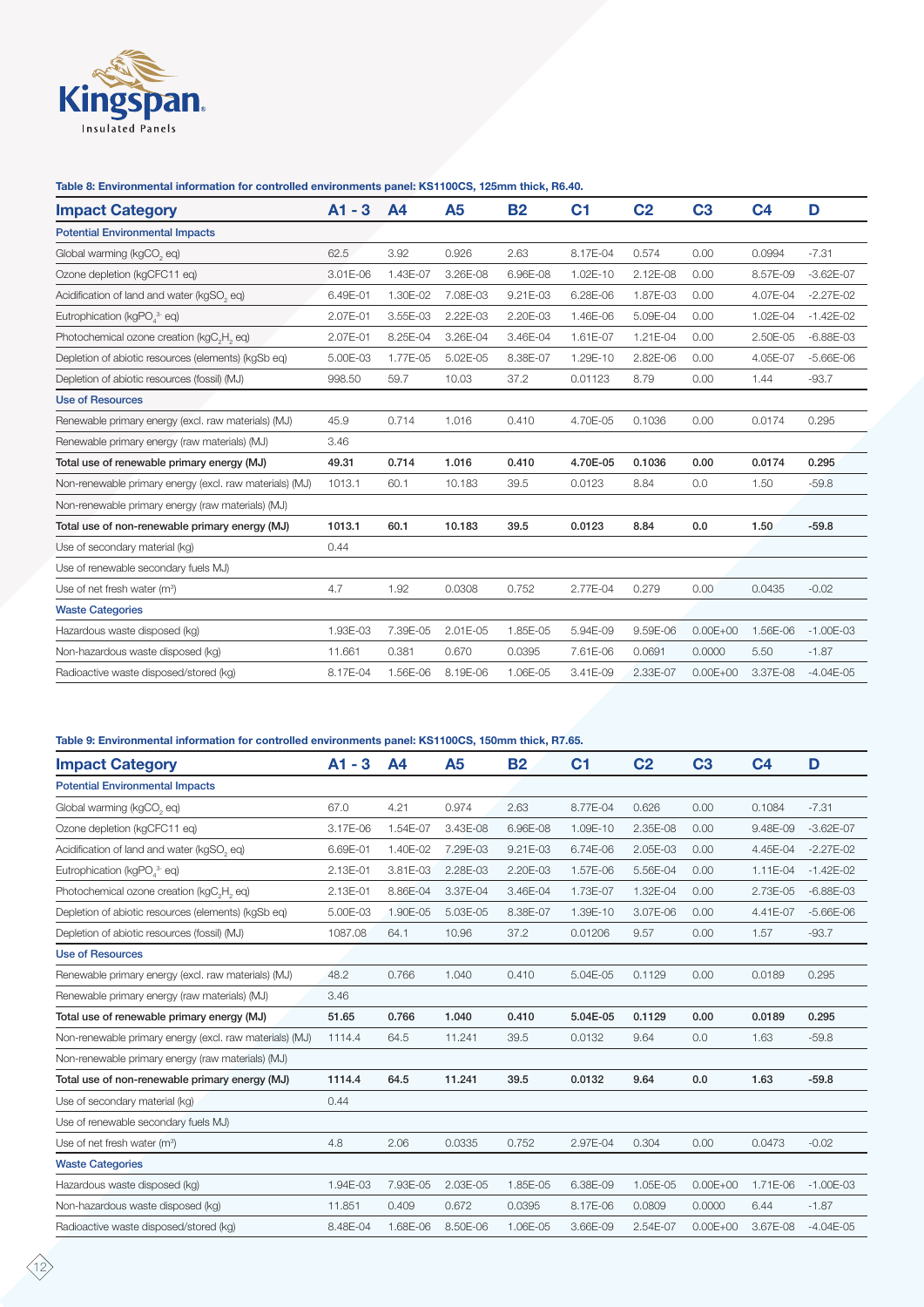**Table 8: Environmental information for controlled environments panel: KS1100CS, 125mm thick, R6.40.**

| Impact Category | A1 - 3 | A4 | A5 | B2 | C1 | C2 | C3 | C4 | D |
|---|---|---|---|---|---|---|---|---|---|
| **Potential Environmental Impacts** | | | | | | | | | |
| Global warming (kg$CO_2$ eq) | 62.5 | 3.92 | 0.926 | 2.63 | 8.17E-04 | 0.574 | 0.00 | 0.0994 | -7.31 |
| Ozone depletion (kgCFC11 eq) | 3.01E-06 | 1.43E-07 | 3.26E-08 | 6.96E-08 | 1.02E-10 | 2.12E-08 | 0.00 | 8.57E-09 | -3.62E-07 |
| Acidification of land and water (kg$SO_2$ eq) | 6.49E-01 | 1.30E-02 | 7.08E-03 | 9.21E-03 | 6.28E-06 | 1.87E-03 | 0.00 | 4.07E-04 | -2.27E-02 |
| Eutrophication (kg$PO_4^{3-}$ eq) | 2.07E-01 | 3.55E-03 | 2.22E-03 | 2.20E-03 | 1.46E-06 | 5.09E-04 | 0.00 | 1.02E-04 | -1.42E-02 |
| Photochemical ozone creation (kg$C_2H_2$ eq) | 2.07E-01 | 8.25E-04 | 3.26E-04 | 3.46E-04 | 1.61E-07 | 1.21E-04 | 0.00 | 2.50E-05 | -6.88E-03 |
| Depletion of abiotic resources (elements) (kgSb eq) | 5.00E-03 | 1.77E-05 | 5.02E-05 | 8.38E-07 | 1.29E-10 | 2.82E-06 | 0.00 | 4.05E-07 | -5.66E-06 |
| Depletion of abiotic resources (fossil) (MJ) | 998.50 | 59.7 | 10.03 | 37.2 | 0.01123 | 8.79 | 0.00 | 1.44 | -93.7 |
| **Use of Resources** | | | | | | | | | |
| Renewable primary energy (excl. raw materials) (MJ) | 45.9 | 0.714 | 1.016 | 0.410 | 4.70E-05 | 0.1036 | 0.00 | 0.0174 | 0.295 |
| Renewable primary energy (raw materials) (MJ) | 3.46 | | | | | | | | |
| **Total use of renewable primary energy (MJ)** | **49.31** | **0.714** | **1.016** | **0.410** | **4.70E-05** | **0.1036** | **0.00** | **0.0174** | **0.295** |
| Non-renewable primary energy (excl. raw materials) (MJ) | 1013.1 | 60.1 | 10.183 | 39.5 | 0.0123 | 8.84 | 0.0 | 1.50 | -59.8 |
| Non-renewable primary energy (raw materials) (MJ) | | | | | | | | | |
| **Total use of non-renewable primary energy (MJ)** | **1013.1** | **60.1** | **10.183** | **39.5** | **0.0123** | **8.84** | **0.0** | **1.50** | **-59.8** |
| Use of secondary material (kg) | 0.44 | | | | | | | | |
| Use of renewable secondary fuels MJ) | | | | | | | | | |
| Use of net fresh water ($m^3$) | 4.7 | 1.92 | 0.0308 | 0.752 | 2.77E-04 | 0.279 | 0.00 | 0.0435 | -0.02 |
| **Waste Categories** | | | | | | | | | |
| Hazardous waste disposed (kg) | 1.93E-03 | 7.39E-05 | 2.01E-05 | 1.85E-05 | 5.94E-09 | 9.59E-06 | 0.00E+00 | 1.56E-06 | -1.00E-03 |
| Non-hazardous waste disposed (kg) | 11.661 | 0.381 | 0.670 | 0.0395 | 7.61E-06 | 0.0691 | 0.0000 | 5.50 | -1.87 |
| Radioactive waste disposed/stored (kg) | 8.17E-04 | 1.56E-06 | 8.19E-06 | 1.06E-05 | 3.41E-09 | 2.33E-07 | 0.00E+00 | 3.37E-08 | -4.04E-05 |

**Table 9: Environmental information for controlled environments panel: KS1100CS, 150mm thick, R7.65.**

| Impact Category | A1 - 3 | A4 | A5 | B2 | C1 | C2 | C3 | C4 | D |
|---|---|---|---|---|---|---|---|---|---|
| **Potential Environmental Impacts** | | | | | | | | | |
| Global warming (kg$CO_2$ eq) | 67.0 | 4.21 | 0.974 | 2.63 | 8.77E-04 | 0.626 | 0.00 | 0.1084 | -7.31 |
| Ozone depletion (kgCFC11 eq) | 3.17E-06 | 1.54E-07 | 3.43E-08 | 6.96E-08 | 1.09E-10 | 2.35E-08 | 0.00 | 9.48E-09 | -3.62E-07 |
| Acidification of land and water (kg$SO_2$ eq) | 6.69E-01 | 1.40E-02 | 7.29E-03 | 9.21E-03 | 6.74E-06 | 2.05E-03 | 0.00 | 4.45E-04 | -2.27E-02 |
| Eutrophication (kg$PO_4^{3-}$ eq) | 2.13E-01 | 3.81E-03 | 2.28E-03 | 2.20E-03 | 1.57E-06 | 5.56E-04 | 0.00 | 1.11E-04 | -1.42E-02 |
| Photochemical ozone creation (kg$C_2H_2$ eq) | 2.13E-01 | 8.86E-04 | 3.37E-04 | 3.46E-04 | 1.73E-07 | 1.32E-04 | 0.00 | 2.73E-05 | -6.88E-03 |
| Depletion of abiotic resources (elements) (kgSb eq) | 5.00E-03 | 1.90E-05 | 5.03E-05 | 8.38E-07 | 1.39E-10 | 3.07E-06 | 0.00 | 4.41E-07 | -5.66E-06 |
| Depletion of abiotic resources (fossil) (MJ) | 1087.08 | 64.1 | 10.96 | 37.2 | 0.01206 | 9.57 | 0.00 | 1.57 | -93.7 |
| **Use of Resources** | | | | | | | | | |
| Renewable primary energy (excl. raw materials) (MJ) | 48.2 | 0.766 | 1.040 | 0.410 | 5.04E-05 | 0.1129 | 0.00 | 0.0189 | 0.295 |
| Renewable primary energy (raw materials) (MJ) | 3.46 | | | | | | | | |
| **Total use of renewable primary energy (MJ)** | **51.65** | **0.766** | **1.040** | **0.410** | **5.04E-05** | **0.1129** | **0.00** | **0.0189** | **0.295** |
| Non-renewable primary energy (excl. raw materials) (MJ) | 1114.4 | 64.5 | 11.241 | 39.5 | 0.0132 | 9.64 | 0.0 | 1.63 | -59.8 |
| Non-renewable primary energy (raw materials) (MJ) | | | | | | | | | |
| **Total use of non-renewable primary energy (MJ)** | **1114.4** | **64.5** | **11.241** | **39.5** | **0.0132** | **9.64** | **0.0** | **1.63** | **-59.8** |
| Use of secondary material (kg) | 0.44 | | | | | | | | |
| Use of renewable secondary fuels MJ) | | | | | | | | | |
| Use of net fresh water ($m^3$) | 4.8 | 2.06 | 0.0335 | 0.752 | 2.97E-04 | 0.304 | 0.00 | 0.0473 | -0.02 |
| **Waste Categories** | | | | | | | | | |
| Hazardous waste disposed (kg) | 1.94E-03 | 7.93E-05 | 2.03E-05 | 1.85E-05 | 6.38E-09 | 1.05E-05 | 0.00E+00 | 1.71E-06 | -1.00E-03 |
| Non-hazardous waste disposed (kg) | 11.851 | 0.409 | 0.672 | 0.0395 | 8.17E-06 | 0.0809 | 0.0000 | 6.44 | -1.87 |
| Radioactive waste disposed/stored (kg) | 8.48E-04 | 1.68E-06 | 8.50E-06 | 1.06E-05 | 3.66E-09 | 2.54E-07 | 0.00E+00 | 3.67E-08 | -4.04E-05 |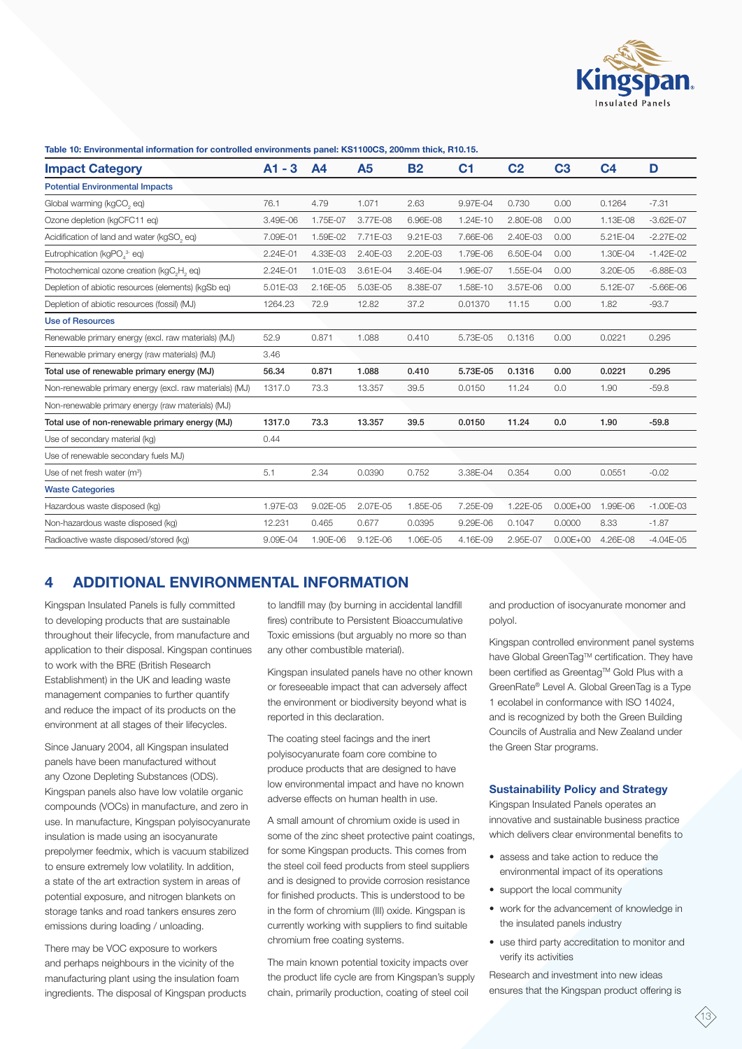**Table 10: Environmental information for controlled environments panel: KS1100CS, 200mm thick, R10.15.**

| Impact Category | A1 - 3 | A4 | A5 | B2 | C1 | C2 | C3 | C4 | D |
|---|---|---|---|---|---|---|---|---|---|
| **Potential Environmental Impacts** | | | | | | | | | |
| Global warming ($kgCO_2$ eq) | 76.1 | 4.79 | 1.071 | 2.63 | 9.97E-04 | 0.730 | 0.00 | 0.1264 | -7.31 |
| Ozone depletion (kgCFC11 eq) | 3.49E-06 | 1.75E-07 | 3.77E-08 | 6.96E-08 | 1.24E-10 | 2.80E-08 | 0.00 | 1.13E-08 | -3.62E-07 |
| Acidification of land and water ($kgSO_2$ eq) | 7.09E-01 | 1.59E-02 | 7.71E-03 | 9.21E-03 | 7.66E-06 | 2.40E-03 | 0.00 | 5.21E-04 | -2.27E-02 |
| Eutrophication ($kgPO_4^{3-}$ eq) | 2.24E-01 | 4.33E-03 | 2.40E-03 | 2.20E-03 | 1.79E-06 | 6.50E-04 | 0.00 | 1.30E-04 | -1.42E-02 |
| Photochemical ozone creation ($kgC_2H_2$ eq) | 2.24E-01 | 1.01E-03 | 3.61E-04 | 3.46E-04 | 1.96E-07 | 1.55E-04 | 0.00 | 3.20E-05 | -6.88E-03 |
| Depletion of abiotic resources (elements) (kgSb eq) | 5.01E-03 | 2.16E-05 | 5.03E-05 | 8.38E-07 | 1.58E-10 | 3.57E-06 | 0.00 | 5.12E-07 | -5.66E-06 |
| Depletion of abiotic resources (fossil) (MJ) | 1264.23 | 72.9 | 12.82 | 37.2 | 0.01370 | 11.15 | 0.00 | 1.82 | -93.7 |
| **Use of Resources** | | | | | | | | | |
| Renewable primary energy (excl. raw materials) (MJ) | 52.9 | 0.871 | 1.088 | 0.410 | 5.73E-05 | 0.1316 | 0.00 | 0.0221 | 0.295 |
| Renewable primary energy (raw materials) (MJ) | 3.46 | | | | | | | | |
| **Total use of renewable primary energy (MJ)** | **56.34** | **0.871** | **1.088** | **0.410** | **5.73E-05** | **0.1316** | **0.00** | **0.0221** | **0.295** |
| Non-renewable primary energy (excl. raw materials) (MJ) | 1317.0 | 73.3 | 13.357 | 39.5 | 0.0150 | 11.24 | 0.0 | 1.90 | -59.8 |
| Non-renewable primary energy (raw materials) (MJ) | | | | | | | | | |
| **Total use of non-renewable primary energy (MJ)** | **1317.0** | **73.3** | **13.357** | **39.5** | **0.0150** | **11.24** | **0.0** | **1.90** | **-59.8** |
| Use of secondary material (kg) | 0.44 | | | | | | | | |
| Use of renewable secondary fuels MJ) | | | | | | | | | |
| Use of net fresh water ($m^3$) | 5.1 | 2.34 | 0.0390 | 0.752 | 3.38E-04 | 0.354 | 0.00 | 0.0551 | -0.02 |
| **Waste Categories** | | | | | | | | | |
| Hazardous waste disposed (kg) | 1.97E-03 | 9.02E-05 | 2.07E-05 | 1.85E-05 | 7.25E-09 | 1.22E-05 | 0.00E+00 | 1.99E-06 | -1.00E-03 |
| Non-hazardous waste disposed (kg) | 12.231 | 0.465 | 0.677 | 0.0395 | 9.29E-06 | 0.1047 | 0.0000 | 8.33 | -1.87 |
| Radioactive waste disposed/stored (kg) | 9.09E-04 | 1.90E-06 | 9.12E-06 | 1.06E-05 | 4.16E-09 | 2.95E-07 | 0.00E+00 | 4.26E-08 | -4.04E-05 |

## 4 ADDITIONAL ENVIRONMENTAL INFORMATION

Kingspan Insulated Panels is fully committed to developing products that are sustainable throughout their lifecycle, from manufacture and application to their disposal. Kingspan continues to work with the BRE (British Research Establishment) in the UK and leading waste management companies to further quantify and reduce the impact of its products on the environment at all stages of their lifecycles.

Since January 2004, all Kingspan insulated panels have been manufactured without any Ozone Depleting Substances (ODS). Kingspan panels also have low volatile organic compounds (VOCs) in manufacture, and zero in use. In manufacture, Kingspan polyisocyanurate insulation is made using an isocyanurate prepolymer feedmix, which is vacuum stabilized to ensure extremely low volatility. In addition, a state of the art extraction system in areas of potential exposure, and nitrogen blankets on storage tanks and road tankers ensures zero emissions during loading / unloading.

There may be VOC exposure to workers and perhaps neighbours in the vicinity of the manufacturing plant using the insulation foam ingredients. The disposal of Kingspan products to landfill may (by burning in accidental landfill fires) contribute to Persistent Bioaccumulative Toxic emissions (but arguably no more so than any other combustible material).

Kingspan insulated panels have no other known or foreseeable impact that can adversely affect the environment or biodiversity beyond what is reported in this declaration.

The coating steel facings and the inert polyisocyanurate foam core combine to produce products that are designed to have low environmental impact and have no known adverse effects on human health in use.

A small amount of chromium oxide is used in some of the zinc sheet protective paint coatings, for some Kingspan products. This comes from the steel coil feed products from steel suppliers and is designed to provide corrosion resistance for finished products. This is understood to be in the form of chromium (III) oxide. Kingspan is currently working with suppliers to find suitable chromium free coating systems.

The main known potential toxicity impacts over the product life cycle are from Kingspan's supply chain, primarily production, coating of steel coil and production of isocyanurate monomer and polyol.

Kingspan controlled environment panel systems have Global GreenTag™ certification. They have been certified as Greentag™ Gold Plus with a GreenRate® Level A. Global GreenTag is a Type 1 ecolabel in conformance with ISO 14024, and is recognized by both the Green Building Councils of Australia and New Zealand under the Green Star programs.

### Sustainability Policy and Strategy

Kingspan Insulated Panels operates an innovative and sustainable business practice which delivers clear environmental benefits to

- assess and take action to reduce the environmental impact of its operations
- support the local community
- work for the advancement of knowledge in the insulated panels industry
- use third party accreditation to monitor and verify its activities

Research and investment into new ideas ensures that the Kingspan product offering is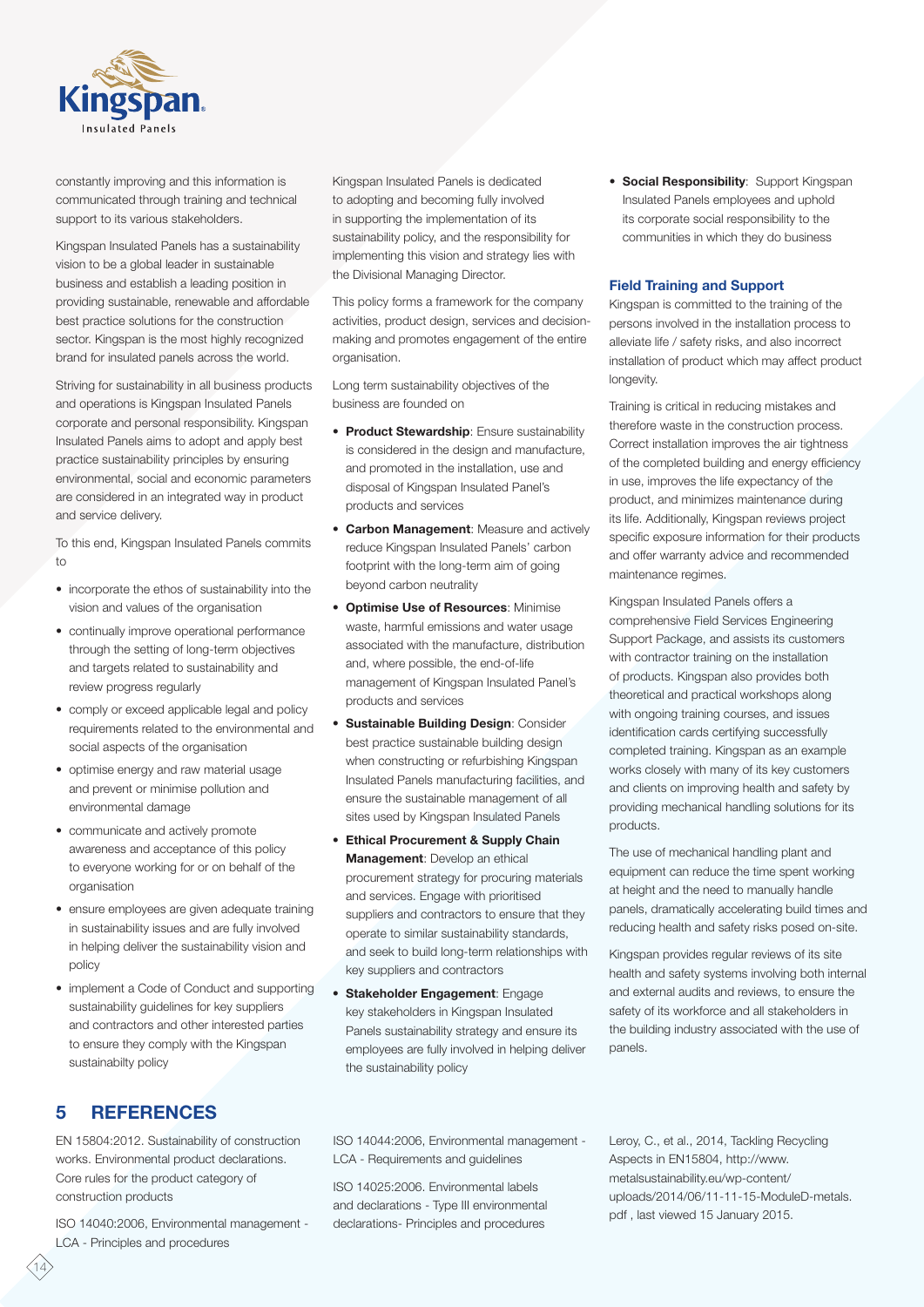constantly improving and this information is communicated through training and technical support to its various stakeholders.

Kingspan Insulated Panels has a sustainability vision to be a global leader in sustainable business and establish a leading position in providing sustainable, renewable and affordable best practice solutions for the construction sector. Kingspan is the most highly recognized brand for insulated panels across the world.

Striving for sustainability in all business products and operations is Kingspan Insulated Panels corporate and personal responsibility. Kingspan Insulated Panels aims to adopt and apply best practice sustainability principles by ensuring environmental, social and economic parameters are considered in an integrated way in product and service delivery.

To this end, Kingspan Insulated Panels commits to

- incorporate the ethos of sustainability into the vision and values of the organisation
- continually improve operational performance through the setting of long-term objectives and targets related to sustainability and review progress regularly
- comply or exceed applicable legal and policy requirements related to the environmental and social aspects of the organisation
- optimise energy and raw material usage and prevent or minimise pollution and environmental damage
- communicate and actively promote awareness and acceptance of this policy to everyone working for or on behalf of the organisation
- ensure employees are given adequate training in sustainability issues and are fully involved in helping deliver the sustainability vision and policy
- implement a Code of Conduct and supporting sustainability guidelines for key suppliers and contractors and other interested parties to ensure they comply with the Kingspan sustainabilty policy

Kingspan Insulated Panels is dedicated to adopting and becoming fully involved in supporting the implementation of its sustainability policy, and the responsibility for implementing this vision and strategy lies with the Divisional Managing Director.

This policy forms a framework for the company activities, product design, services and decision-making and promotes engagement of the entire organisation.

Long term sustainability objectives of the business are founded on

- **Product Stewardship**: Ensure sustainability is considered in the design and manufacture, and promoted in the installation, use and disposal of Kingspan Insulated Panel's products and services
- **Carbon Management**: Measure and actively reduce Kingspan Insulated Panels' carbon footprint with the long-term aim of going beyond carbon neutrality
- **Optimise Use of Resources**: Minimise waste, harmful emissions and water usage associated with the manufacture, distribution and, where possible, the end-of-life management of Kingspan Insulated Panel's products and services
- **Sustainable Building Design**: Consider best practice sustainable building design when constructing or refurbishing Kingspan Insulated Panels manufacturing facilities, and ensure the sustainable management of all sites used by Kingspan Insulated Panels
- **Ethical Procurement & Supply Chain Management**: Develop an ethical procurement strategy for procuring materials and services. Engage with prioritised suppliers and contractors to ensure that they operate to similar sustainability standards, and seek to build long-term relationships with key suppliers and contractors
- **Stakeholder Engagement**: Engage key stakeholders in Kingspan Insulated Panels sustainability strategy and ensure its employees are fully involved in helping deliver the sustainability policy
- **Social Responsibility**: Support Kingspan Insulated Panels employees and uphold its corporate social responsibility to the communities in which they do business

### Field Training and Support

Kingspan is committed to the training of the persons involved in the installation process to alleviate life / safety risks, and also incorrect installation of product which may affect product longevity.

Training is critical in reducing mistakes and therefore waste in the construction process. Correct installation improves the air tightness of the completed building and energy efficiency in use, improves the life expectancy of the product, and minimizes maintenance during its life. Additionally, Kingspan reviews project specific exposure information for their products and offer warranty advice and recommended maintenance regimes.

Kingspan Insulated Panels offers a comprehensive Field Services Engineering Support Package, and assists its customers with contractor training on the installation of products. Kingspan also provides both theoretical and practical workshops along with ongoing training courses, and issues identification cards certifying successfully completed training. Kingspan as an example works closely with many of its key customers and clients on improving health and safety by providing mechanical handling solutions for its products.

The use of mechanical handling plant and equipment can reduce the time spent working at height and the need to manually handle panels, dramatically accelerating build times and reducing health and safety risks posed on-site.

Kingspan provides regular reviews of its site health and safety systems involving both internal and external audits and reviews, to ensure the safety of its workforce and all stakeholders in the building industry associated with the use of panels.

## 5 REFERENCES

EN 15804:2012. Sustainability of construction works. Environmental product declarations. Core rules for the product category of construction products

ISO 14040:2006, Environmental management - LCA - Principles and procedures

ISO 14044:2006, Environmental management - LCA - Requirements and guidelines

ISO 14025:2006. Environmental labels and declarations - Type III environmental declarations- Principles and procedures

Leroy, C., et al., 2014, Tackling Recycling Aspects in EN15804, http://www.metalsustainability.eu/wp-content/uploads/2014/06/11-11-15-ModuleD-metals.pdf , last viewed 15 January 2015.